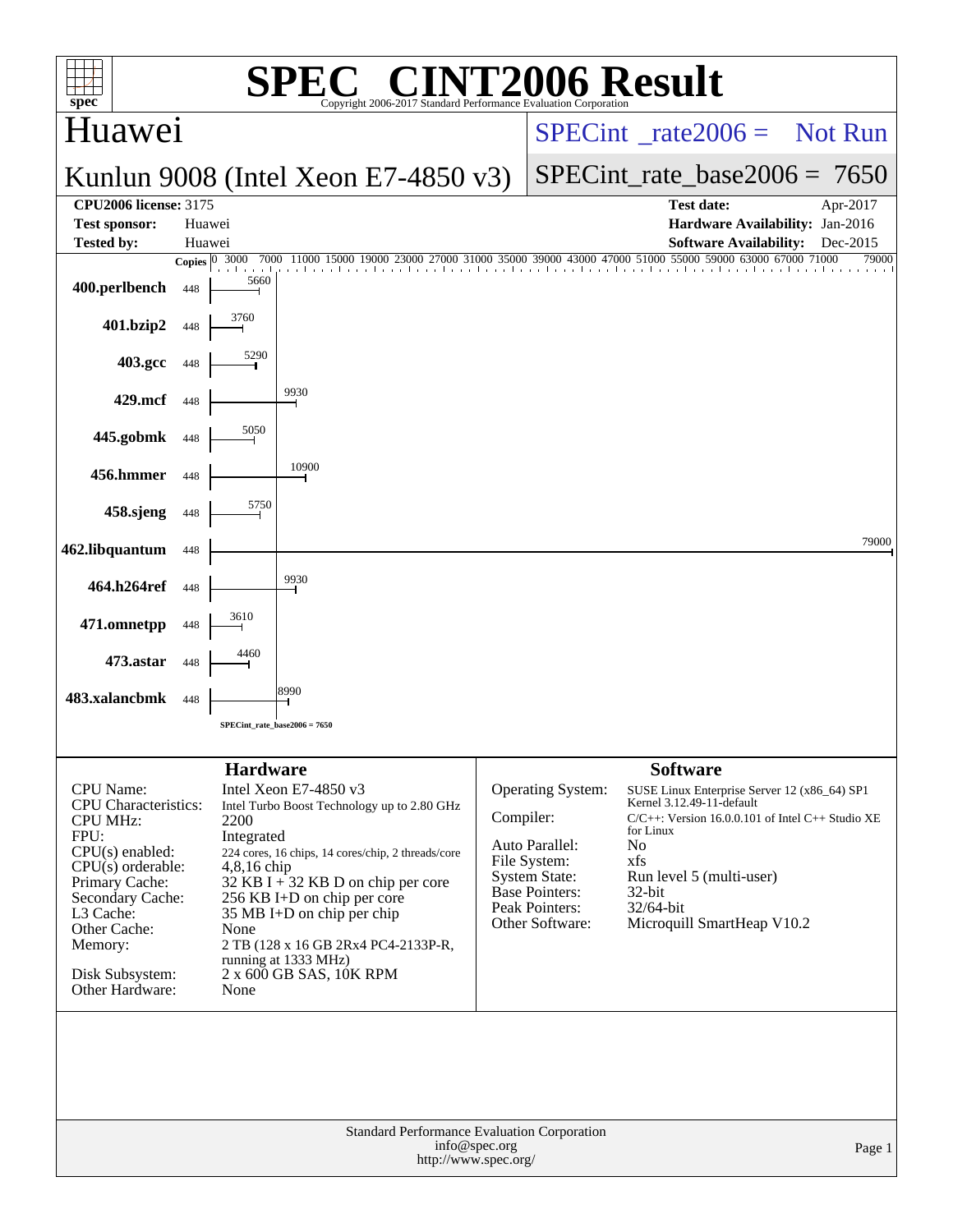# SPEC® CINT2006 Result

Copyright 2006-2017 Standard Performance Evaluation Corporation

## Huawei

**Kunlun 9008 (Intel Xeon E7-4850 v3)**

SPECint_rate2006 = Not Run

SPECint_rate_base2006 = 7650

| | | | |
|---|---|---|---|
| **CPU2006 license:** | 3175 | **Test date:** | Apr-2017 |
| **Test sponsor:** | Huawei | **Hardware Availability:** | Jan-2016 |
| **Tested by:** | Huawei | **Software Availability:** | Dec-2015 |

| Benchmark | Copies | Base Ratio |
|---|---|---|
| 400.perlbench | 448 | 5660 |
| 401.bzip2 | 448 | 3760 |
| 403.gcc | 448 | 5290 |
| 429.mcf | 448 | 9930 |
| 445.gobmk | 448 | 5050 |
| 456.hmmer | 448 | 10900 |
| 458.sjeng | 448 | 5750 |
| 462.libquantum | 448 | 79000 |
| 464.h264ref | 448 | 9930 |
| 471.omnetpp | 448 | 3610 |
| 473.astar | 448 | 4460 |
| 483.xalancbmk | 448 | 8990 |

SPECint_rate_base2006 = 7650

## Hardware

| | |
|---|---|
| CPU Name: | Intel Xeon E7-4850 v3 |
| CPU Characteristics: | Intel Turbo Boost Technology up to 2.80 GHz |
| CPU MHz: | 2200 |
| FPU: | Integrated |
| CPU(s) enabled: | 224 cores, 16 chips, 14 cores/chip, 2 threads/core |
| CPU(s) orderable: | 4,8,16 chip |
| Primary Cache: | 32 KB I + 32 KB D on chip per core |
| Secondary Cache: | 256 KB I+D on chip per core |
| L3 Cache: | 35 MB I+D on chip per chip |
| Other Cache: | None |
| Memory: | 2 TB (128 x 16 GB 2Rx4 PC4-2133P-R, running at 1333 MHz) |
| Disk Subsystem: | 2 x 600 GB SAS, 10K RPM |
| Other Hardware: | None |

## Software

| | |
|---|---|
| Operating System: | SUSE Linux Enterprise Server 12 (x86_64) SP1 Kernel 3.12.49-11-default |
| Compiler: | C/C++: Version 16.0.0.101 of Intel C++ Studio XE for Linux |
| Auto Parallel: | No |
| File System: | xfs |
| System State: | Run level 5 (multi-user) |
| Base Pointers: | 32-bit |
| Peak Pointers: | 32/64-bit |
| Other Software: | Microquill SmartHeap V10.2 |

Standard Performance Evaluation Corporation
info@spec.org
http://www.spec.org/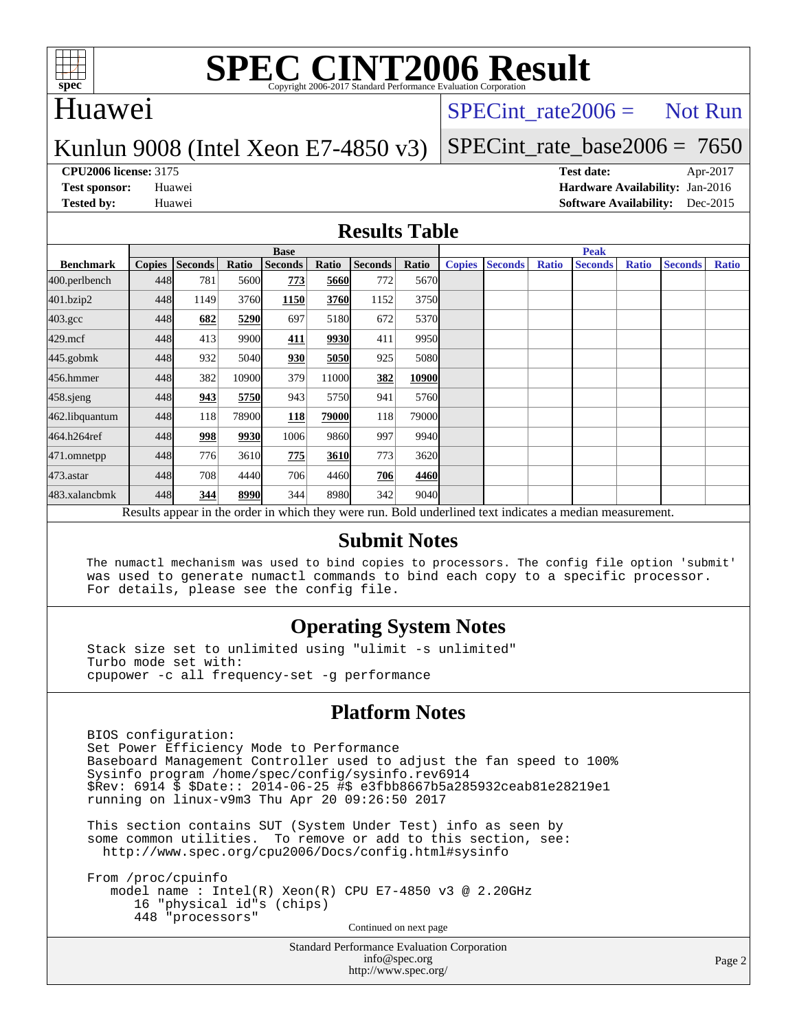# SPEC CINT2006 Result

Copyright 2006-2017 Standard Performance Evaluation Corporation

## Huawei

Kunlun 9008 (Intel Xeon E7-4850 v3)

SPECint_rate2006 = Not Run

SPECint_rate_base2006 = 7650

**CPU2006 license:** 3175
**Test sponsor:** Huawei
**Tested by:** Huawei

**Test date:** Apr-2017
**Hardware Availability:** Jan-2016
**Software Availability:** Dec-2015

### Results Table

| Benchmark | Base | | | | | | | Peak | | | | | | |
|---|---|---|---|---|---|---|---|---|---|---|---|---|---|---|
| | Copies | Seconds | Ratio | Seconds | Ratio | Seconds | Ratio | Copies | Seconds | Ratio | Seconds | Ratio | Seconds | Ratio |
| 400.perlbench | 448 | 781 | 5600 | **773** | **5660** | 772 | 5670 | | | | | | | |
| 401.bzip2 | 448 | 1149 | 3760 | **1150** | **3760** | 1152 | 3750 | | | | | | | |
| 403.gcc | 448 | **682** | **5290** | 697 | 5180 | 672 | 5370 | | | | | | | |
| 429.mcf | 448 | 413 | 9900 | **411** | **9930** | 411 | 9950 | | | | | | | |
| 445.gobmk | 448 | 932 | 5040 | **930** | **5050** | 925 | 5080 | | | | | | | |
| 456.hmmer | 448 | 382 | 10900 | 379 | 11000 | **382** | **10900** | | | | | | | |
| 458.sjeng | 448 | **943** | **5750** | 943 | 5750 | 941 | 5760 | | | | | | | |
| 462.libquantum | 448 | 118 | 78900 | **118** | **79000** | 118 | 79000 | | | | | | | |
| 464.h264ref | 448 | **998** | **9930** | 1006 | 9860 | 997 | 9940 | | | | | | | |
| 471.omnetpp | 448 | 776 | 3610 | **775** | **3610** | 773 | 3620 | | | | | | | |
| 473.astar | 448 | 708 | 4440 | 706 | 4460 | **706** | **4460** | | | | | | | |
| 483.xalancbmk | 448 | **344** | **8990** | 344 | 8980 | 342 | 9040 | | | | | | | |

Results appear in the order in which they were run. Bold underlined text indicates a median measurement.

### Submit Notes

```
The numactl mechanism was used to bind copies to processors. The config file option 'submit'
was used to generate numactl commands to bind each copy to a specific processor.
For details, please see the config file.
```

### Operating System Notes

```
Stack size set to unlimited using "ulimit -s unlimited"
Turbo mode set with:
cpupower -c all frequency-set -g performance
```

### Platform Notes

```
BIOS configuration:
Set Power Efficiency Mode to Performance
Baseboard Management Controller used to adjust the fan speed to 100%
Sysinfo program /home/spec/config/sysinfo.rev6914
$Rev: 6914 $ $Date:: 2014-06-25 #$ e3fbb8667b5a285932ceab81e28219e1
running on linux-v9m3 Thu Apr 20 09:26:50 2017

This section contains SUT (System Under Test) info as seen by
some common utilities.  To remove or add to this section, see:
  http://www.spec.org/cpu2006/Docs/config.html#sysinfo

From /proc/cpuinfo
   model name : Intel(R) Xeon(R) CPU E7-4850 v3 @ 2.20GHz
      16 "physical id"s (chips)
      448 "processors"
```

Continued on next page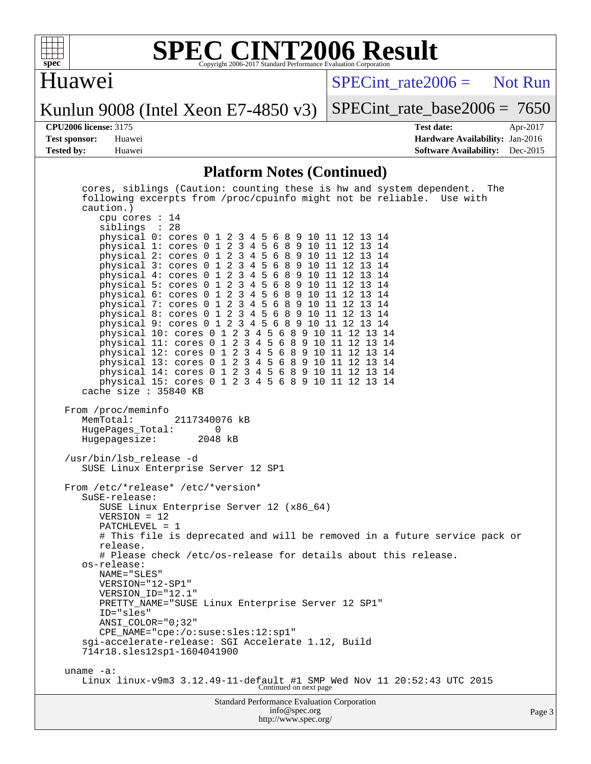## Platform Notes (Continued)

```
   cores, siblings (Caution: counting these is hw and system dependent.  The
   following excerpts from /proc/cpuinfo might not be reliable.  Use with
   caution.)
      cpu cores : 14
      siblings  : 28
      physical 0: cores 0 1 2 3 4 5 6 8 9 10 11 12 13 14
      physical 1: cores 0 1 2 3 4 5 6 8 9 10 11 12 13 14
      physical 2: cores 0 1 2 3 4 5 6 8 9 10 11 12 13 14
      physical 3: cores 0 1 2 3 4 5 6 8 9 10 11 12 13 14
      physical 4: cores 0 1 2 3 4 5 6 8 9 10 11 12 13 14
      physical 5: cores 0 1 2 3 4 5 6 8 9 10 11 12 13 14
      physical 6: cores 0 1 2 3 4 5 6 8 9 10 11 12 13 14
      physical 7: cores 0 1 2 3 4 5 6 8 9 10 11 12 13 14
      physical 8: cores 0 1 2 3 4 5 6 8 9 10 11 12 13 14
      physical 9: cores 0 1 2 3 4 5 6 8 9 10 11 12 13 14
      physical 10: cores 0 1 2 3 4 5 6 8 9 10 11 12 13 14
      physical 11: cores 0 1 2 3 4 5 6 8 9 10 11 12 13 14
      physical 12: cores 0 1 2 3 4 5 6 8 9 10 11 12 13 14
      physical 13: cores 0 1 2 3 4 5 6 8 9 10 11 12 13 14
      physical 14: cores 0 1 2 3 4 5 6 8 9 10 11 12 13 14
      physical 15: cores 0 1 2 3 4 5 6 8 9 10 11 12 13 14
   cache size : 35840 KB

From /proc/meminfo
   MemTotal:       2117340076 kB
   HugePages_Total:       0
   Hugepagesize:       2048 kB

/usr/bin/lsb_release -d
   SUSE Linux Enterprise Server 12 SP1

From /etc/*release* /etc/*version*
   SuSE-release:
      SUSE Linux Enterprise Server 12 (x86_64)
      VERSION = 12
      PATCHLEVEL = 1
      # This file is deprecated and will be removed in a future service pack or
      release.
      # Please check /etc/os-release for details about this release.
   os-release:
      NAME="SLES"
      VERSION="12-SP1"
      VERSION_ID="12.1"
      PRETTY_NAME="SUSE Linux Enterprise Server 12 SP1"
      ID="sles"
      ANSI_COLOR="0;32"
      CPE_NAME="cpe:/o:suse:sles:12:sp1"
   sgi-accelerate-release: SGI Accelerate 1.12, Build
   714r18.sles12sp1-1604041900

uname -a:
   Linux linux-v9m3 3.12.49-11-default #1 SMP Wed Nov 11 20:52:43 UTC 2015
```

Continued on next page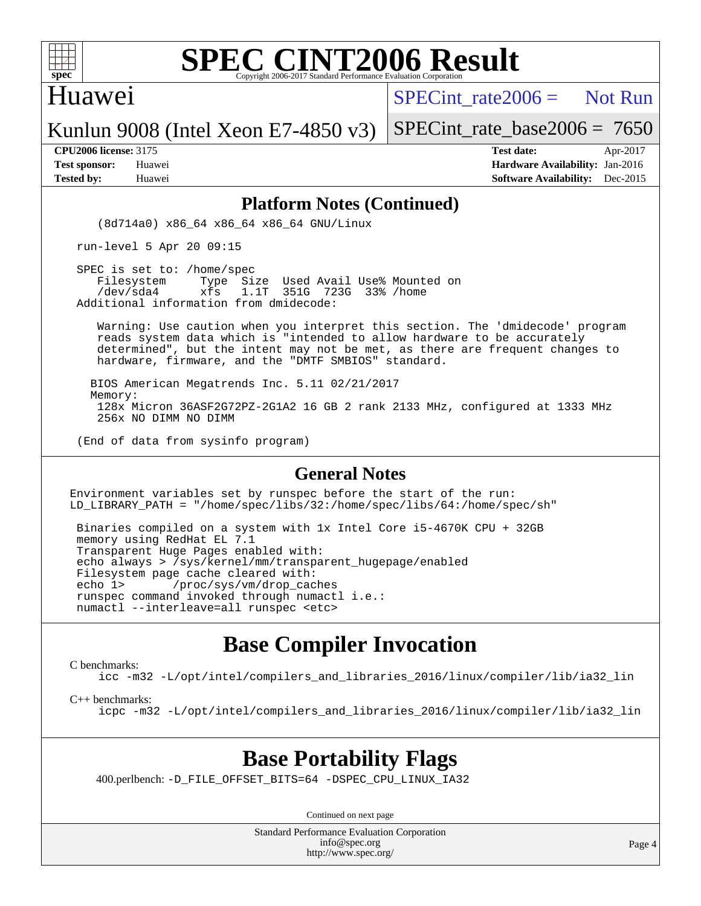# SPEC CINT2006 Result

Copyright 2006-2017 Standard Performance Evaluation Corporation

**Huawei**

**Kunlun 9008 (Intel Xeon E7-4850 v3)**

SPECint_rate2006 = Not Run

SPECint_rate_base2006 = 7650

**CPU2006 license:** 3175
**Test sponsor:** Huawei
**Tested by:** Huawei

**Test date:** Apr-2017
**Hardware Availability:** Jan-2016
**Software Availability:** Dec-2015

## Platform Notes (Continued)

```
    (8d714a0) x86_64 x86_64 x86_64 GNU/Linux

 run-level 5 Apr 20 09:15

 SPEC is set to: /home/spec
    Filesystem     Type  Size  Used Avail Use% Mounted on
    /dev/sda4      xfs   1.1T  351G  723G  33% /home
 Additional information from dmidecode:

    Warning: Use caution when you interpret this section. The 'dmidecode' program
    reads system data which is "intended to allow hardware to be accurately
    determined", but the intent may not be met, as there are frequent changes to
    hardware, firmware, and the "DMTF SMBIOS" standard.

   BIOS American Megatrends Inc. 5.11 02/21/2017
   Memory:
    128x Micron 36ASF2G72PZ-2G1A2 16 GB 2 rank 2133 MHz, configured at 1333 MHz
    256x NO DIMM NO DIMM

 (End of data from sysinfo program)
```

## General Notes

```
Environment variables set by runspec before the start of the run:
LD_LIBRARY_PATH = "/home/spec/libs/32:/home/spec/libs/64:/home/spec/sh"

 Binaries compiled on a system with 1x Intel Core i5-4670K CPU + 32GB
 memory using RedHat EL 7.1
 Transparent Huge Pages enabled with:
 echo always > /sys/kernel/mm/transparent_hugepage/enabled
 Filesystem page cache cleared with:
 echo 1>       /proc/sys/vm/drop_caches
 runspec command invoked through numactl i.e.:
 numactl --interleave=all runspec <etc>
```

## Base Compiler Invocation

C benchmarks:
    icc -m32 -L/opt/intel/compilers_and_libraries_2016/linux/compiler/lib/ia32_lin

C++ benchmarks:
    icpc -m32 -L/opt/intel/compilers_and_libraries_2016/linux/compiler/lib/ia32_lin

## Base Portability Flags

400.perlbench: -D_FILE_OFFSET_BITS=64 -DSPEC_CPU_LINUX_IA32

Continued on next page

Standard Performance Evaluation Corporation
info@spec.org
http://www.spec.org/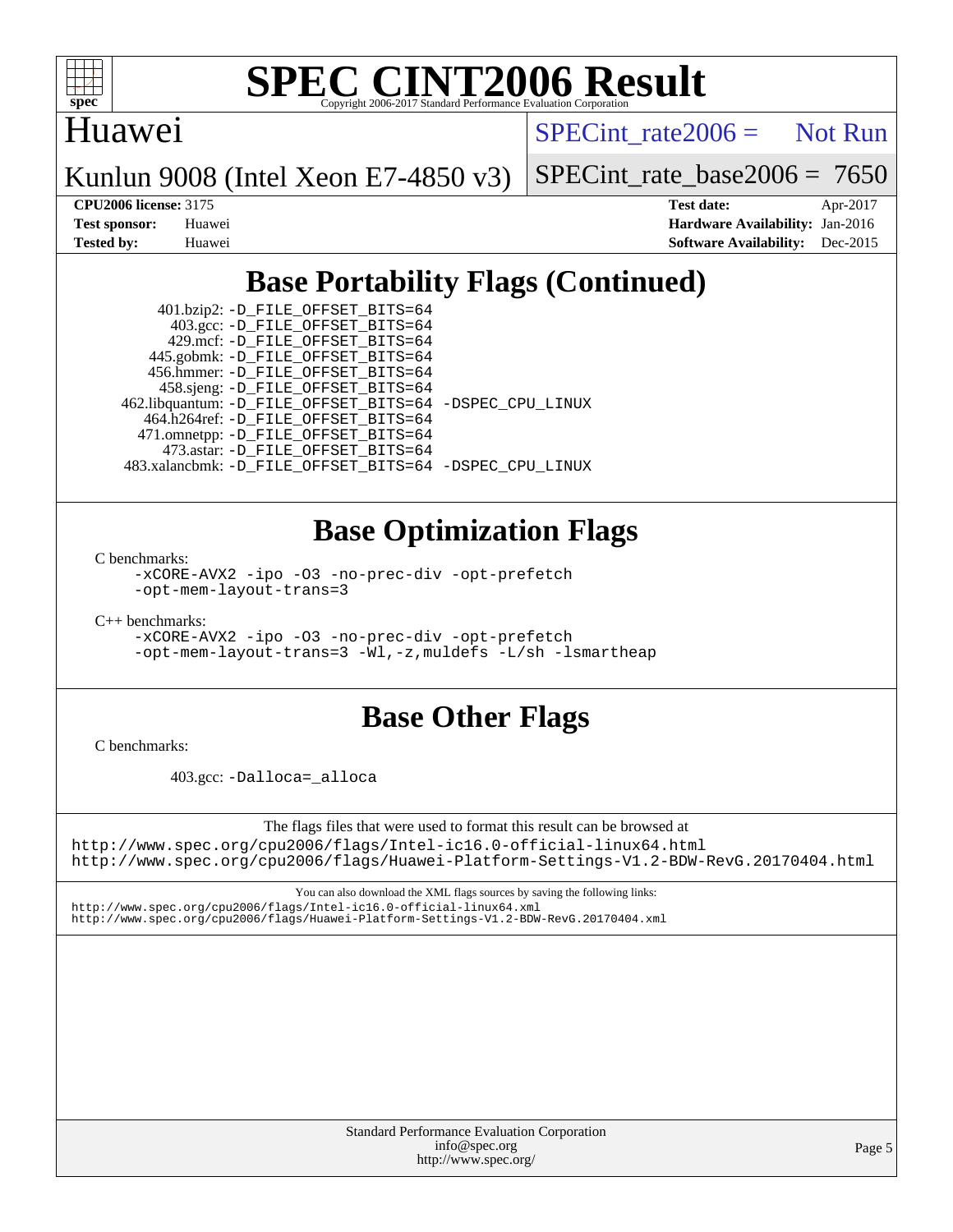# SPEC CINT2006 Result

Copyright 2006-2017 Standard Performance Evaluation Corporation

Huawei

Kunlun 9008 (Intel Xeon E7-4850 v3)

SPECint_rate2006 = Not Run

SPECint_rate_base2006 = 7650

**CPU2006 license:** 3175
**Test sponsor:** Huawei
**Tested by:** Huawei

**Test date:** Apr-2017
**Hardware Availability:** Jan-2016
**Software Availability:** Dec-2015

## Base Portability Flags (Continued)

401.bzip2: -D_FILE_OFFSET_BITS=64
403.gcc: -D_FILE_OFFSET_BITS=64
429.mcf: -D_FILE_OFFSET_BITS=64
445.gobmk: -D_FILE_OFFSET_BITS=64
456.hmmer: -D_FILE_OFFSET_BITS=64
458.sjeng: -D_FILE_OFFSET_BITS=64
462.libquantum: -D_FILE_OFFSET_BITS=64 -DSPEC_CPU_LINUX
464.h264ref: -D_FILE_OFFSET_BITS=64
471.omnetpp: -D_FILE_OFFSET_BITS=64
473.astar: -D_FILE_OFFSET_BITS=64
483.xalancbmk: -D_FILE_OFFSET_BITS=64 -DSPEC_CPU_LINUX

## Base Optimization Flags

C benchmarks:

-xCORE-AVX2 -ipo -O3 -no-prec-div -opt-prefetch
-opt-mem-layout-trans=3

C++ benchmarks:

-xCORE-AVX2 -ipo -O3 -no-prec-div -opt-prefetch
-opt-mem-layout-trans=3 -Wl,-z,muldefs -L/sh -lsmartheap

## Base Other Flags

C benchmarks:

403.gcc: -Dalloca=_alloca

The flags files that were used to format this result can be browsed at
http://www.spec.org/cpu2006/flags/Intel-ic16.0-official-linux64.html
http://www.spec.org/cpu2006/flags/Huawei-Platform-Settings-V1.2-BDW-RevG.20170404.html

You can also download the XML flags sources by saving the following links:
http://www.spec.org/cpu2006/flags/Intel-ic16.0-official-linux64.xml
http://www.spec.org/cpu2006/flags/Huawei-Platform-Settings-V1.2-BDW-RevG.20170404.xml

Standard Performance Evaluation Corporation
info@spec.org
http://www.spec.org/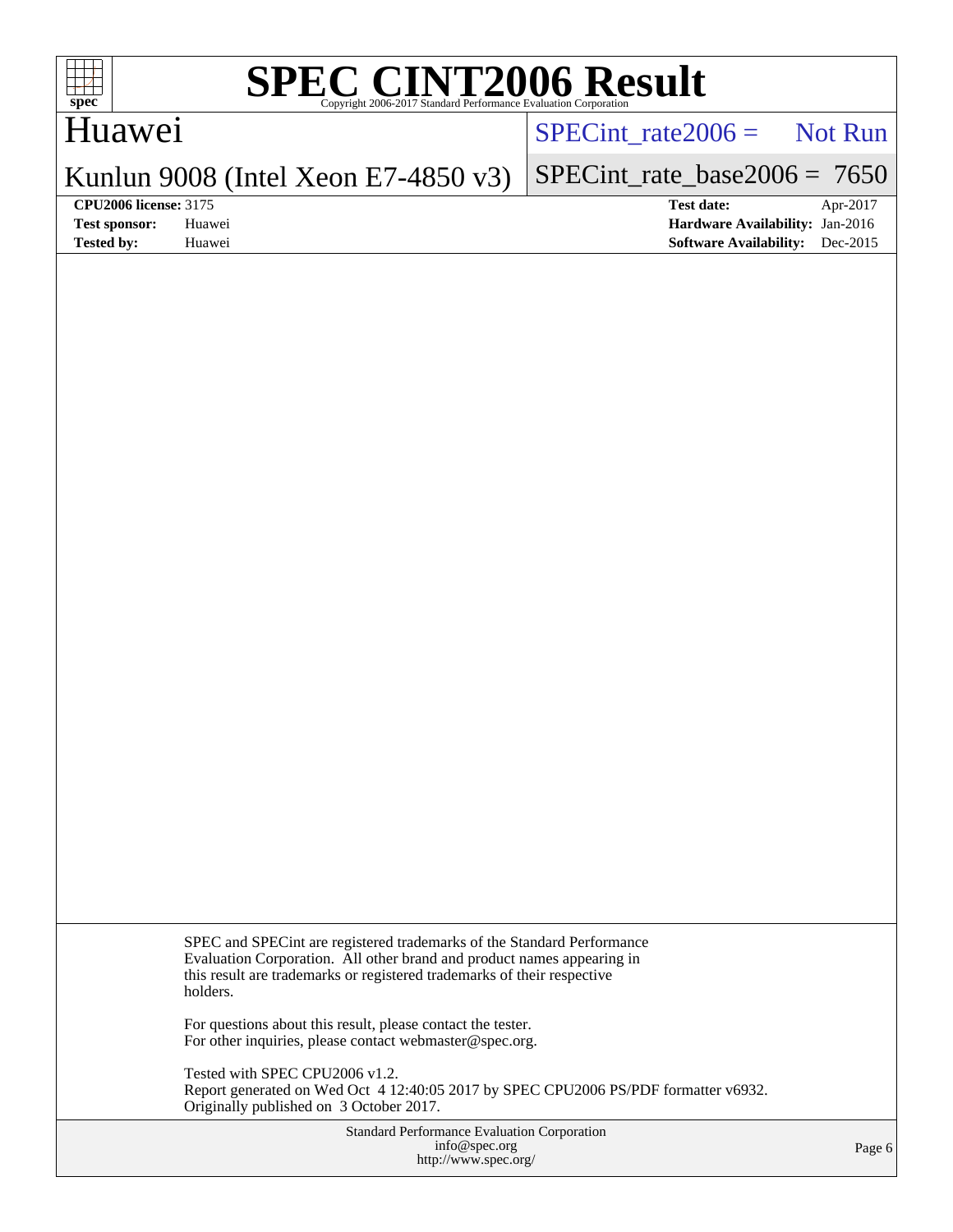SPEC and SPECint are registered trademarks of the Standard Performance Evaluation Corporation. All other brand and product names appearing in this result are trademarks or registered trademarks of their respective holders.

For questions about this result, please contact the tester.
For other inquiries, please contact webmaster@spec.org.

Tested with SPEC CPU2006 v1.2.
Report generated on Wed Oct 4 12:40:05 2017 by SPEC CPU2006 PS/PDF formatter v6932.
Originally published on 3 October 2017.